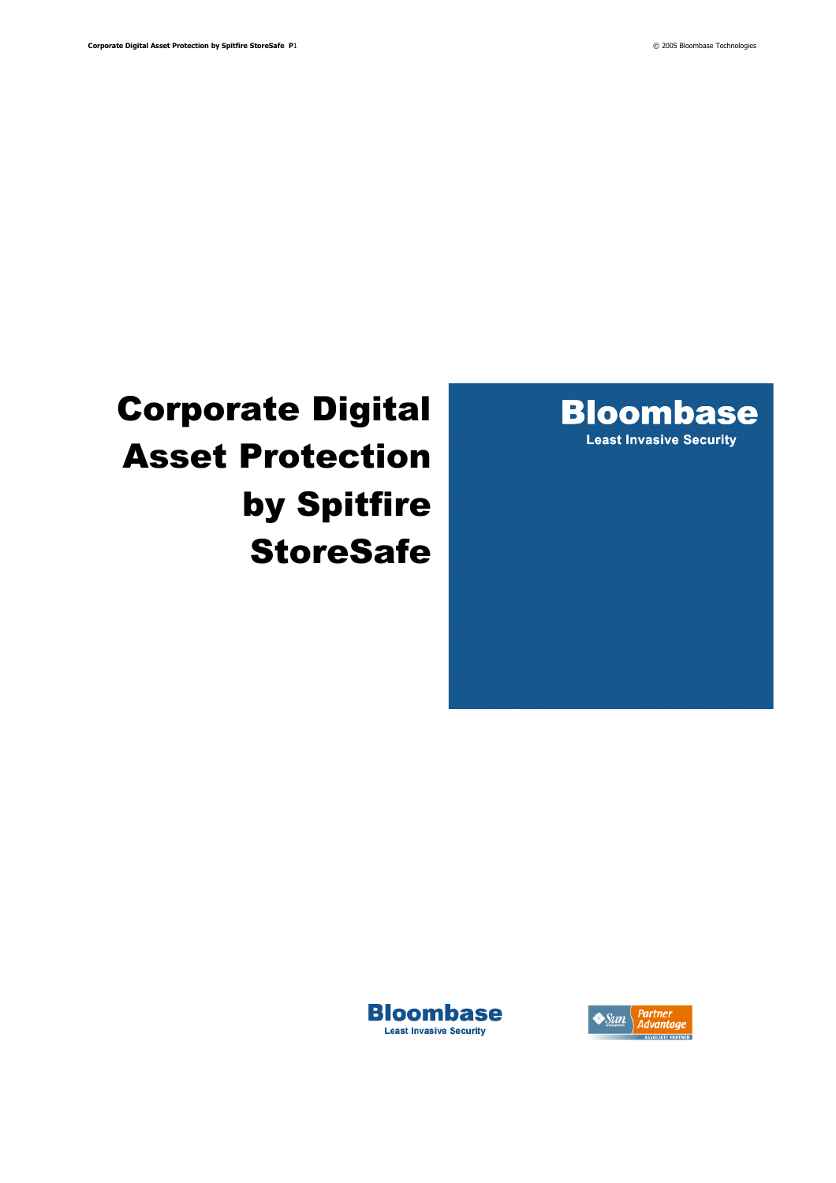# Corporate Digital Asset Protection by Spitfire StoreSafe

Bloombase

Least Invasive Security

Bloombase

Least Invasive Security

Sun Partner Advantage

ASSOCIATE PARTNER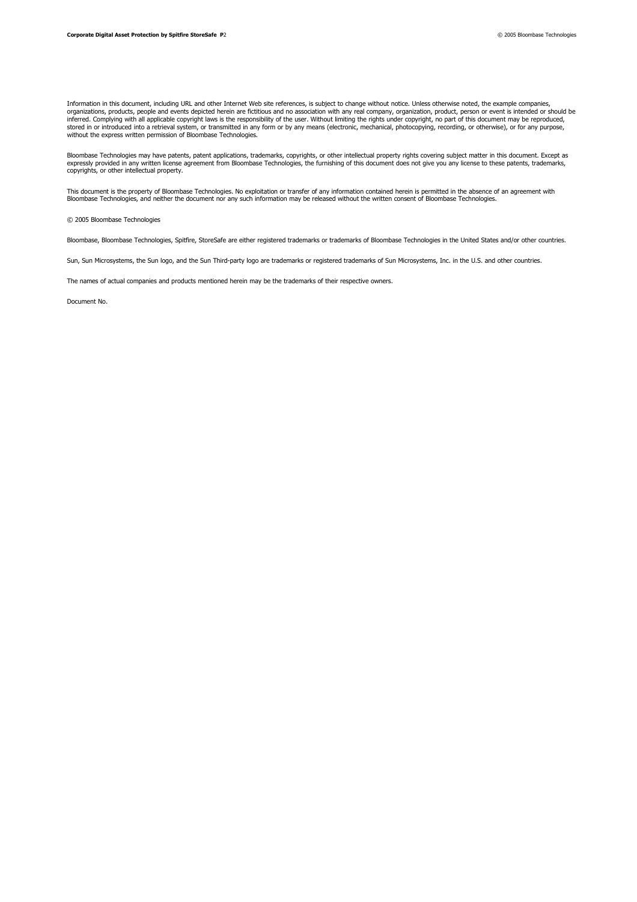Information in this document, including URL and other Internet Web site references, is subject to change without notice. Unless otherwise noted, the example companies, organizations, products, people and events depicted herein are fictitious and no association with any real company, organization, product, person or event is intended or should be inferred. Complying with all applicable copyright laws is the responsibility of the user. Without limiting the rights under copyright, no part of this document may be reproduced, stored in or introduced into a retrieval system, or transmitted in any form or by any means (electronic, mechanical, photocopying, recording, or otherwise), or for any purpose, without the express written permission of Bloombase Technologies.

Bloombase Technologies may have patents, patent applications, trademarks, copyrights, or other intellectual property rights covering subject matter in this document. Except as expressly provided in any written license agreement from Bloombase Technologies, the furnishing of this document does not give you any license to these patents, trademarks, copyrights, or other intellectual property.

This document is the property of Bloombase Technologies. No exploitation or transfer of any information contained herein is permitted in the absence of an agreement with Bloombase Technologies, and neither the document nor any such information may be released without the written consent of Bloombase Technologies.

© 2005 Bloombase Technologies

Bloombase, Bloombase Technologies, Spitfire, StoreSafe are either registered trademarks or trademarks of Bloombase Technologies in the United States and/or other countries.

Sun, Sun Microsystems, the Sun logo, and the Sun Third-party logo are trademarks or registered trademarks of Sun Microsystems, Inc. in the U.S. and other countries.

The names of actual companies and products mentioned herein may be the trademarks of their respective owners.

Document No.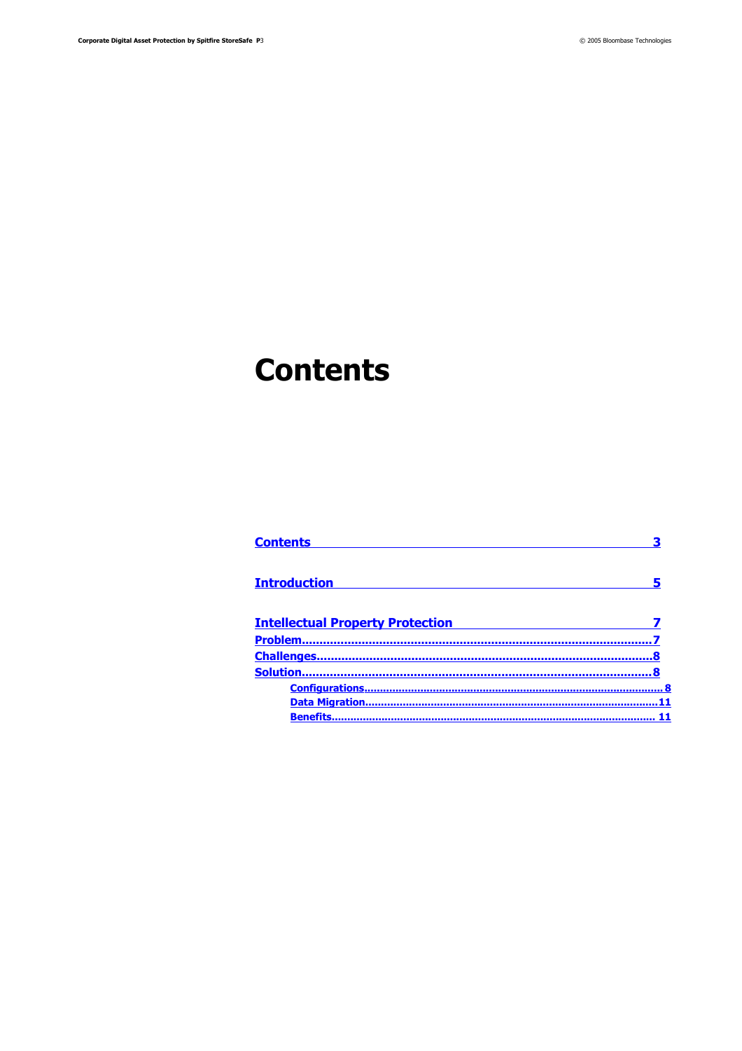# Contents

[Contents 3](#)

[Introduction 5](#)

[Intellectual Property Protection 7](#)

[Problem 7](#)

[Challenges 8](#)

[Solution 8](#)

- [Configurations 8](#)
- [Data Migration 11](#)
- [Benefits 11](#)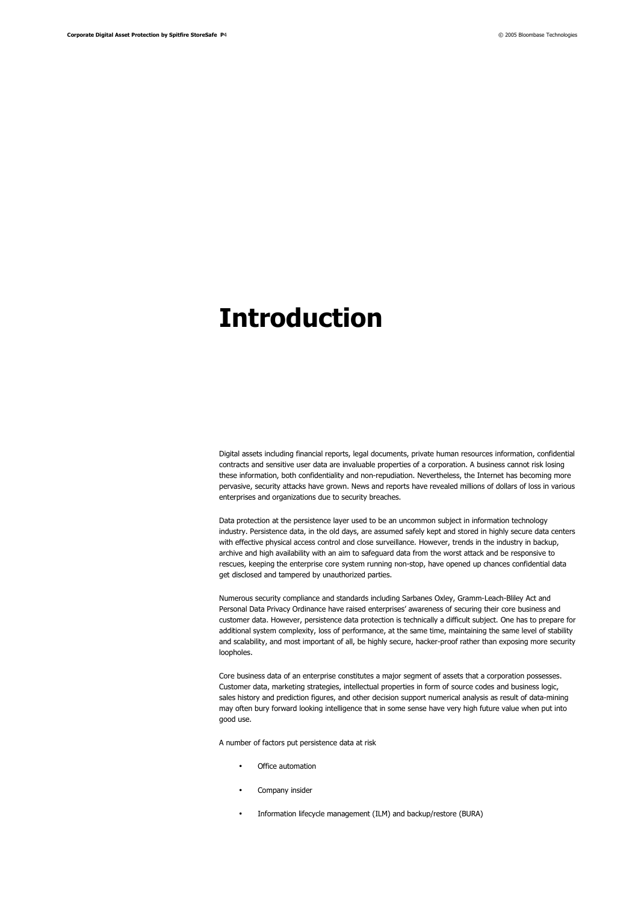# Introduction

Digital assets including financial reports, legal documents, private human resources information, confidential contracts and sensitive user data are invaluable properties of a corporation. A business cannot risk losing these information, both confidentiality and non-repudiation. Nevertheless, the Internet has becoming more pervasive, security attacks have grown. News and reports have revealed millions of dollars of loss in various enterprises and organizations due to security breaches.

Data protection at the persistence layer used to be an uncommon subject in information technology industry. Persistence data, in the old days, are assumed safely kept and stored in highly secure data centers with effective physical access control and close surveillance. However, trends in the industry in backup, archive and high availability with an aim to safeguard data from the worst attack and be responsive to rescues, keeping the enterprise core system running non-stop, have opened up chances confidential data get disclosed and tampered by unauthorized parties.

Numerous security compliance and standards including Sarbanes Oxley, Gramm-Leach-Bliley Act and Personal Data Privacy Ordinance have raised enterprises' awareness of securing their core business and customer data. However, persistence data protection is technically a difficult subject. One has to prepare for additional system complexity, loss of performance, at the same time, maintaining the same level of stability and scalability, and most important of all, be highly secure, hacker-proof rather than exposing more security loopholes.

Core business data of an enterprise constitutes a major segment of assets that a corporation possesses. Customer data, marketing strategies, intellectual properties in form of source codes and business logic, sales history and prediction figures, and other decision support numerical analysis as result of data-mining may often bury forward looking intelligence that in some sense have very high future value when put into good use.

A number of factors put persistence data at risk

- Office automation
- Company insider
- Information lifecycle management (ILM) and backup/restore (BURA)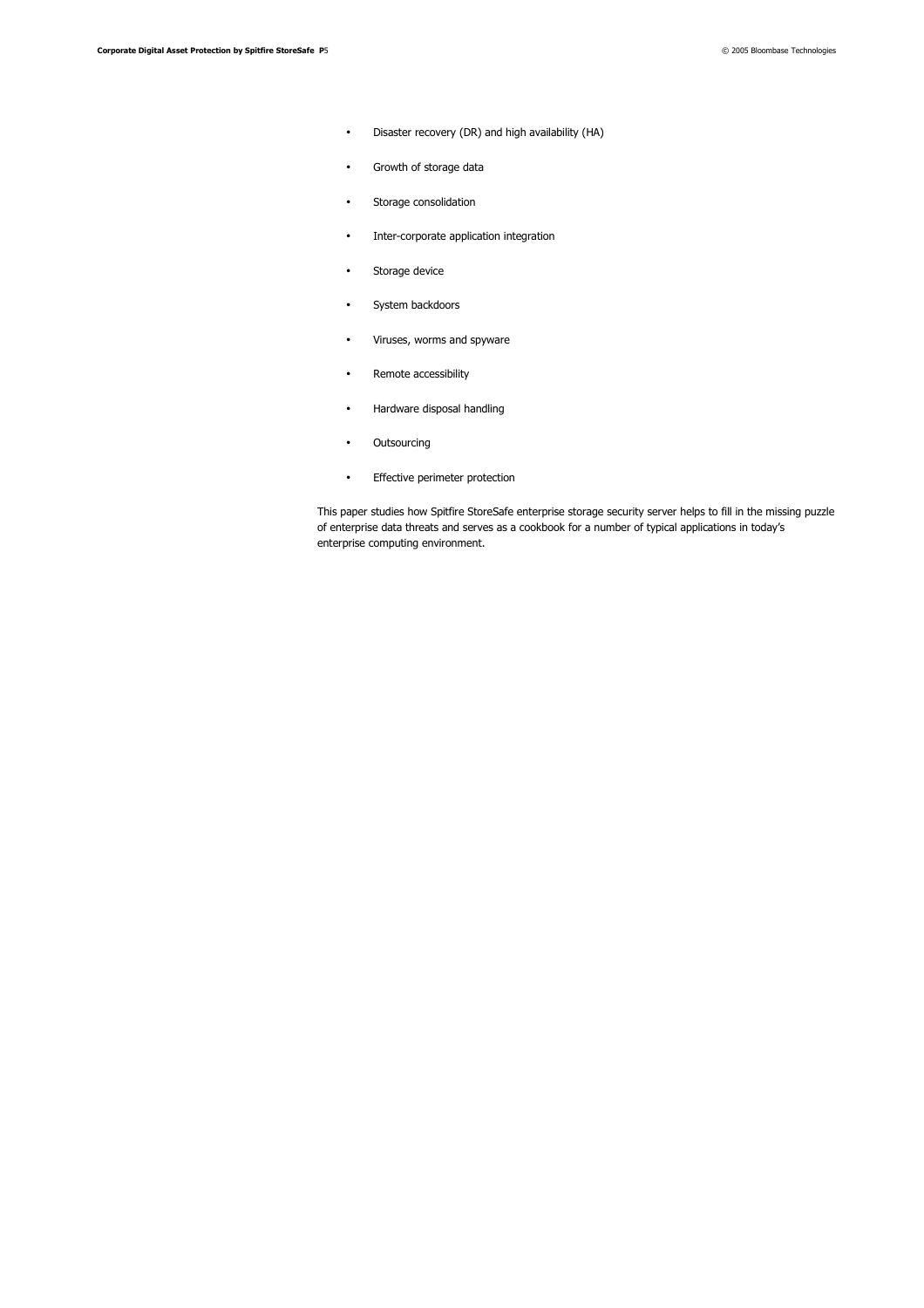- Disaster recovery (DR) and high availability (HA)
- Growth of storage data
- Storage consolidation
- Inter-corporate application integration
- Storage device
- System backdoors
- Viruses, worms and spyware
- Remote accessibility
- Hardware disposal handling
- Outsourcing
- Effective perimeter protection

This paper studies how Spitfire StoreSafe enterprise storage security server helps to fill in the missing puzzle of enterprise data threats and serves as a cookbook for a number of typical applications in today's enterprise computing environment.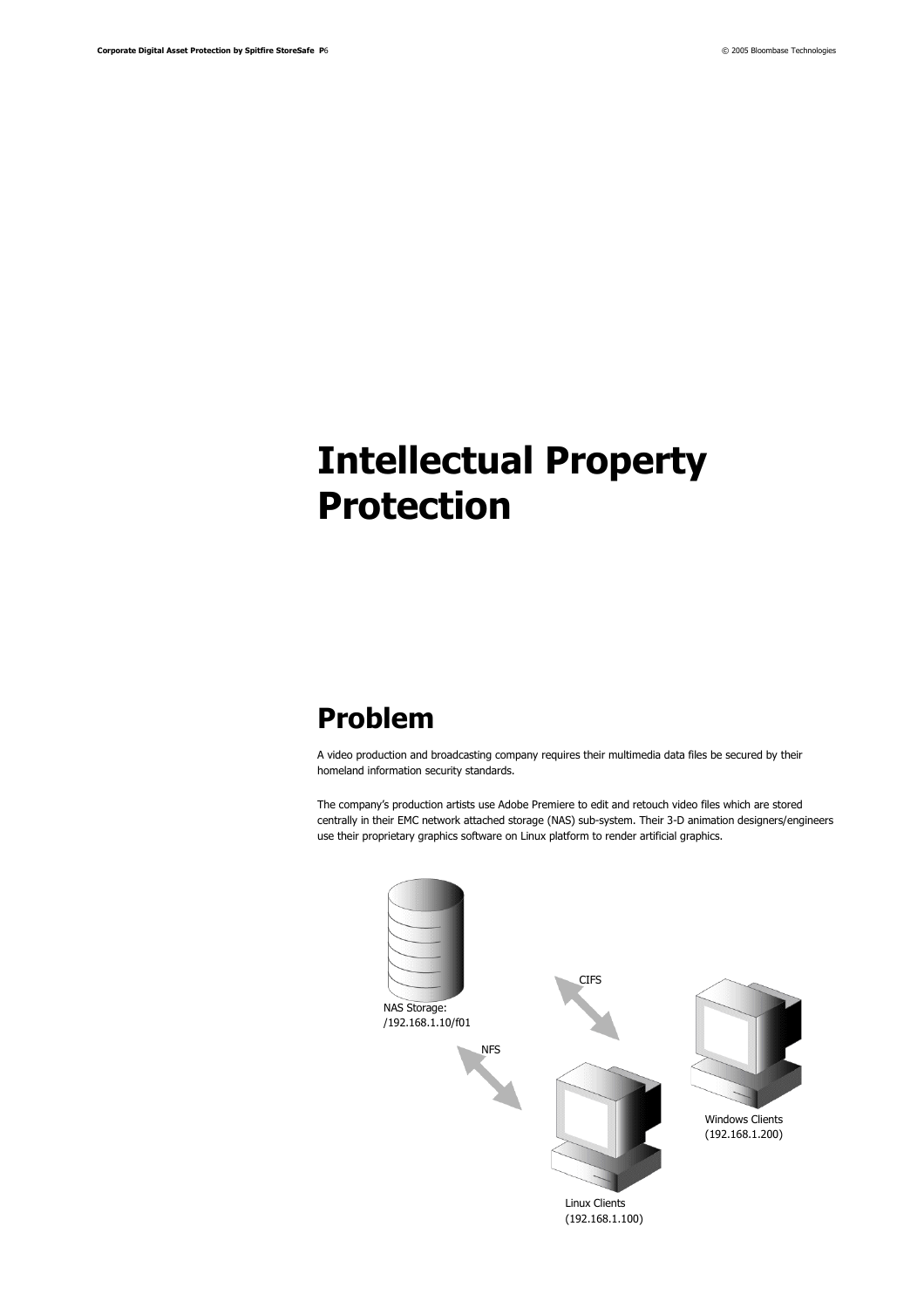# Intellectual Property Protection

## Problem

A video production and broadcasting company requires their multimedia data files be secured by their homeland information security standards.

The company's production artists use Adobe Premiere to edit and retouch video files which are stored centrally in their EMC network attached storage (NAS) sub-system. Their 3-D animation designers/engineers use their proprietary graphics software on Linux platform to render artificial graphics.

NAS Storage:
/192.168.1.10/f01

CIFS

NFS

Windows Clients
(192.168.1.200)

Linux Clients
(192.168.1.100)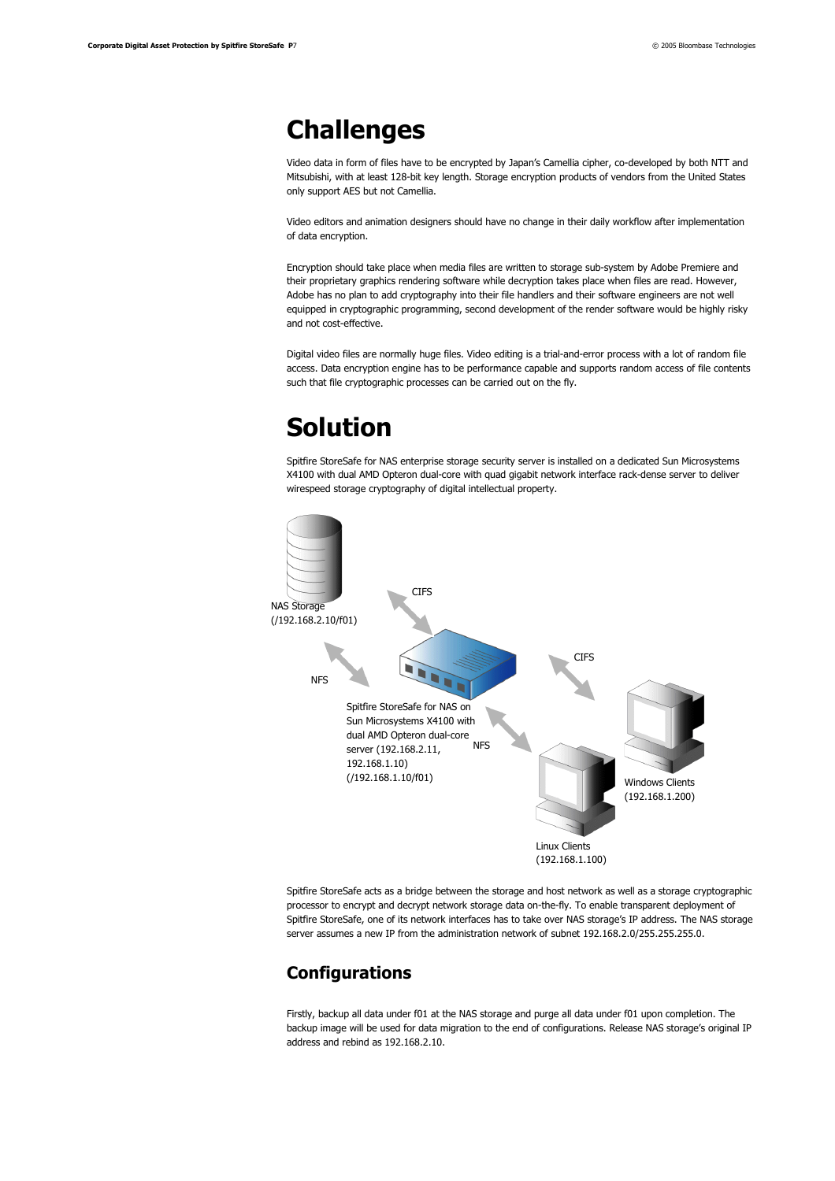# Challenges

Video data in form of files have to be encrypted by Japan's Camellia cipher, co-developed by both NTT and Mitsubishi, with at least 128-bit key length. Storage encryption products of vendors from the United States only support AES but not Camellia.

Video editors and animation designers should have no change in their daily workflow after implementation of data encryption.

Encryption should take place when media files are written to storage sub-system by Adobe Premiere and their proprietary graphics rendering software while decryption takes place when files are read. However, Adobe has no plan to add cryptography into their file handlers and their software engineers are not well equipped in cryptographic programming, second development of the render software would be highly risky and not cost-effective.

Digital video files are normally huge files. Video editing is a trial-and-error process with a lot of random file access. Data encryption engine has to be performance capable and supports random access of file contents such that file cryptographic processes can be carried out on the fly.

# Solution

Spitfire StoreSafe for NAS enterprise storage security server is installed on a dedicated Sun Microsystems X4100 with dual AMD Opteron dual-core with quad gigabit network interface rack-dense server to deliver wirespeed storage cryptography of digital intellectual property.

NAS Storage (/192.168.2.10/f01)

CIFS

NFS

Spitfire StoreSafe for NAS on Sun Microsystems X4100 with dual AMD Opteron dual-core server (192.168.2.11, 192.168.1.10) (/192.168.1.10/f01)

CIFS

NFS

Windows Clients (192.168.1.200)

Linux Clients (192.168.1.100)

Spitfire StoreSafe acts as a bridge between the storage and host network as well as a storage cryptographic processor to encrypt and decrypt network storage data on-the-fly. To enable transparent deployment of Spitfire StoreSafe, one of its network interfaces has to take over NAS storage's IP address. The NAS storage server assumes a new IP from the administration network of subnet 192.168.2.0/255.255.255.0.

## Configurations

Firstly, backup all data under f01 at the NAS storage and purge all data under f01 upon completion. The backup image will be used for data migration to the end of configurations. Release NAS storage's original IP address and rebind as 192.168.2.10.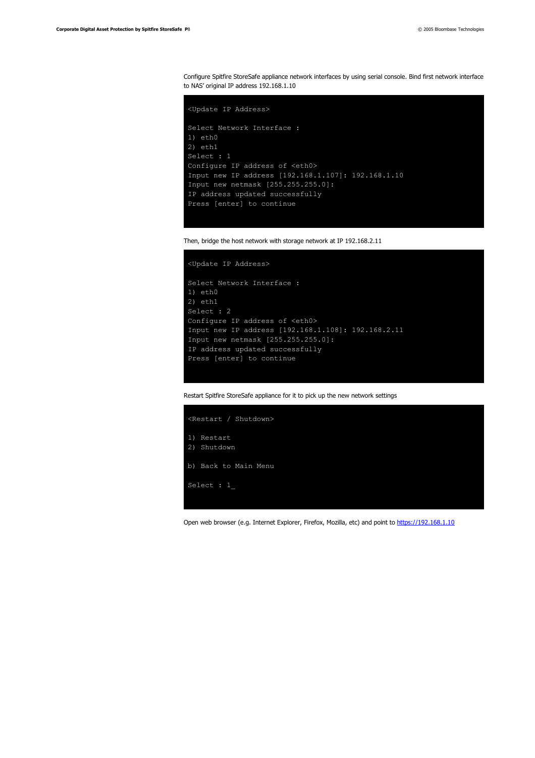Configure Spitfire StoreSafe appliance network interfaces by using serial console. Bind first network interface to NAS' original IP address 192.168.1.10

```
<Update IP Address>

Select Network Interface :
1) eth0
2) eth1
Select : 1
Configure IP address of <eth0>
Input new IP address [192.168.1.107]: 192.168.1.10
Input new netmask [255.255.255.0]:
IP address updated successfully
Press [enter] to continue
```

Then, bridge the host network with storage network at IP 192.168.2.11

```
<Update IP Address>

Select Network Interface :
1) eth0
2) eth1
Select : 2
Configure IP address of <eth0>
Input new IP address [192.168.1.108]: 192.168.2.11
Input new netmask [255.255.255.0]:
IP address updated successfully
Press [enter] to continue
```

Restart Spitfire StoreSafe appliance for it to pick up the new network settings

```
<Restart / Shutdown>

1) Restart
2) Shutdown

b) Back to Main Menu

Select : 1_
```

Open web browser (e.g. Internet Explorer, Firefox, Mozilla, etc) and point to [https://192.168.1.10](https://192.168.1.10)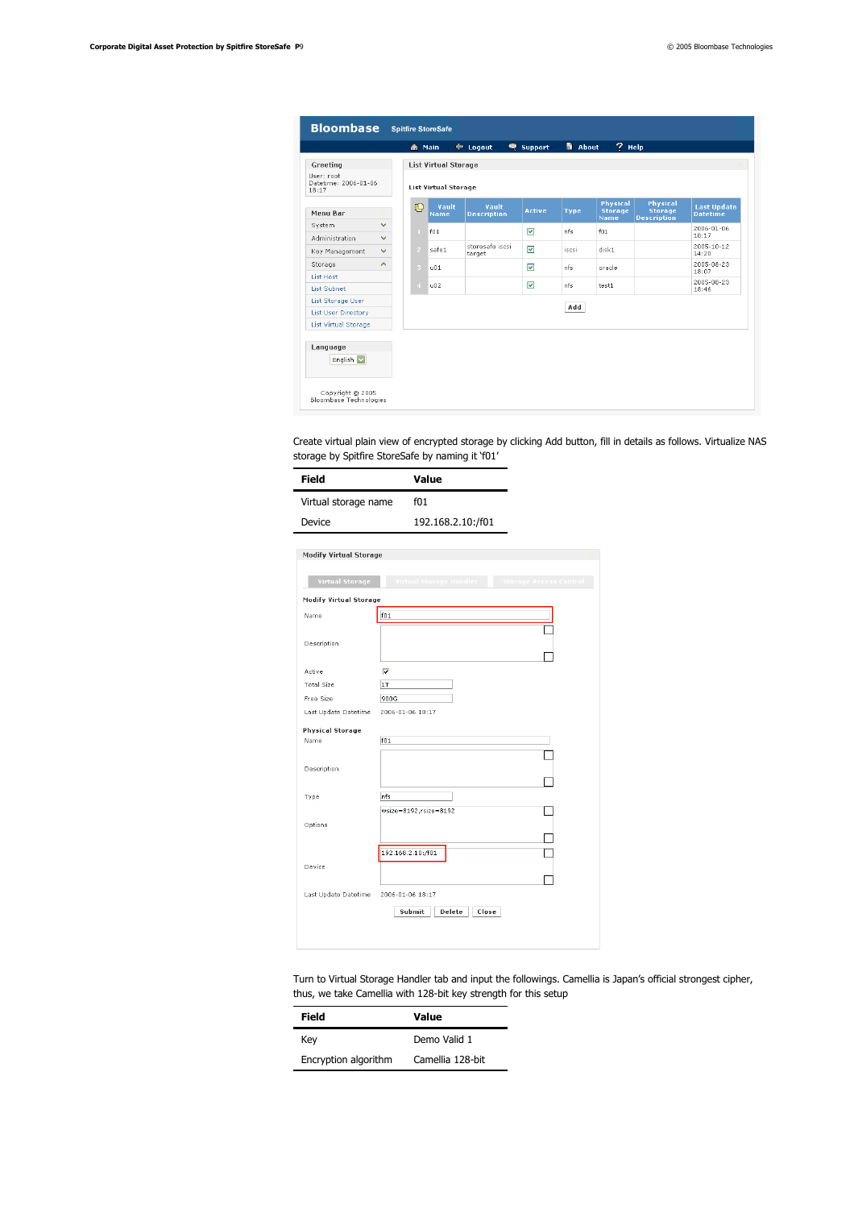Create virtual plain view of encrypted storage by clicking Add button, fill in details as follows. Virtualize NAS storage by Spitfire StoreSafe by naming it 'f01'

| Field | Value |
|---|---|
| Virtual storage name | f01 |
| Device | 192.168.2.10:/f01 |

Turn to Virtual Storage Handler tab and input the followings. Camellia is Japan's official strongest cipher, thus, we take Camellia with 128-bit key strength for this setup

| Field | Value |
|---|---|
| Key | Demo Valid 1 |
| Encryption algorithm | Camellia 128-bit |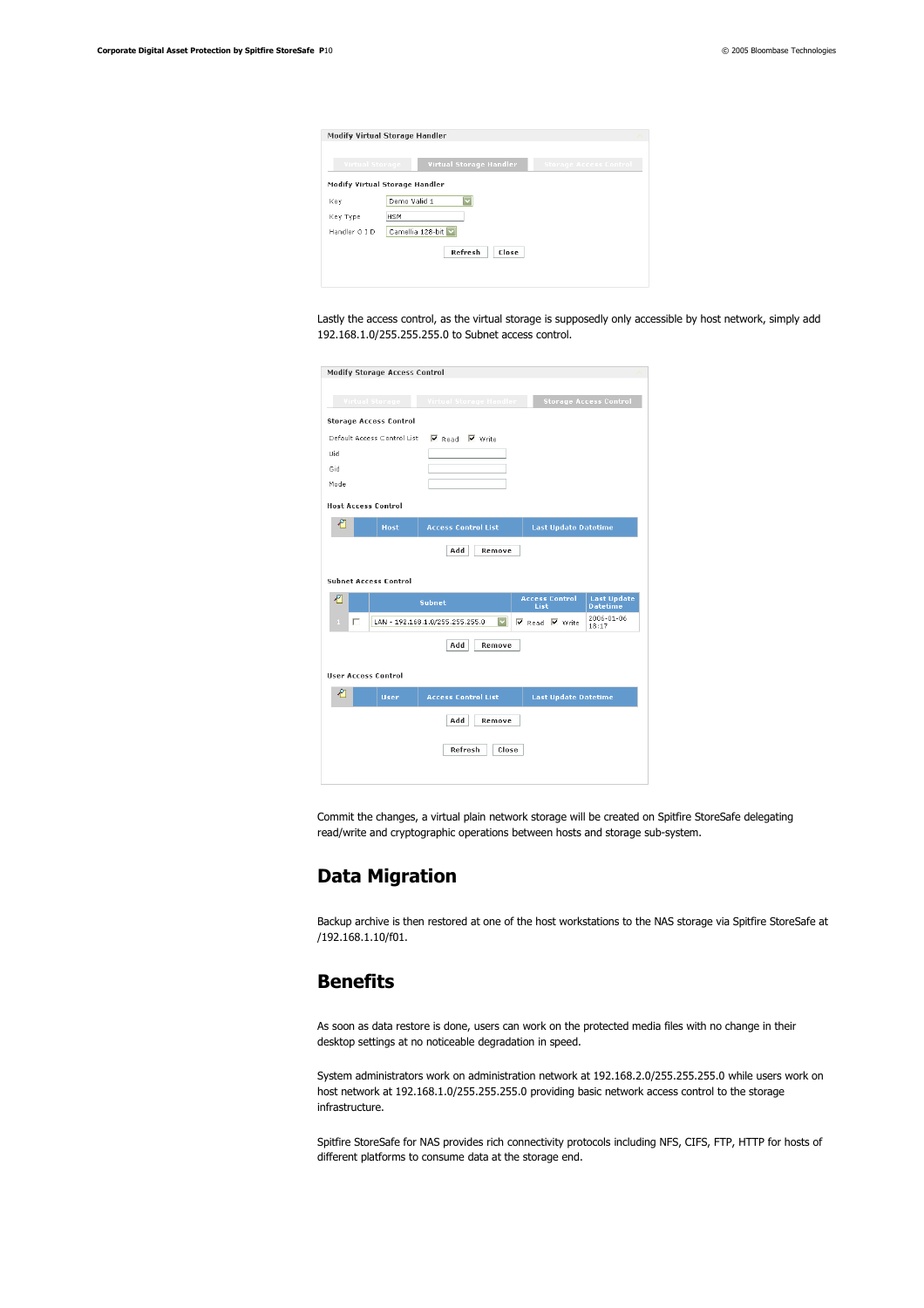Modify Virtual Storage Handler

Virtual Storage | Virtual Storage Handler | Storage Access Control

Modify Virtual Storage Handler

| | |
|---|---|
| Key | Demo Valid 1 |
| Key Type | HSM |
| Handler O I D | Camellia 128-bit |

Refresh | Close

Lastly the access control, as the virtual storage is supposedly only accessible by host network, simply add 192.168.1.0/255.255.255.0 to Subnet access control.

Modify Storage Access Control

Virtual Storage | Virtual Storage Handler | Storage Access Control

Storage Access Control

| | |
|---|---|
| Default Access Control List | Read Write |
| Uid | |
| Gid | |
| Mode | |

Host Access Control

| | Host | Access Control List | Last Update Datetime |
|---|---|---|---|

Add | Remove

Subnet Access Control

| | | Subnet | Access Control List | Last Update Datetime |
|---|---|---|---|---|
| 1 | | LAN - 192.168.1.0/255.255.255.0 | Read Write | 2006-01-06 18:17 |

Add | Remove

User Access Control

| | User | Access Control List | Last Update Datetime |
|---|---|---|---|

Add | Remove

Refresh | Close

Commit the changes, a virtual plain network storage will be created on Spitfire StoreSafe delegating read/write and cryptographic operations between hosts and storage sub-system.

## Data Migration

Backup archive is then restored at one of the host workstations to the NAS storage via Spitfire StoreSafe at /192.168.1.10/f01.

## Benefits

As soon as data restore is done, users can work on the protected media files with no change in their desktop settings at no noticeable degradation in speed.

System administrators work on administration network at 192.168.2.0/255.255.255.0 while users work on host network at 192.168.1.0/255.255.255.0 providing basic network access control to the storage infrastructure.

Spitfire StoreSafe for NAS provides rich connectivity protocols including NFS, CIFS, FTP, HTTP for hosts of different platforms to consume data at the storage end.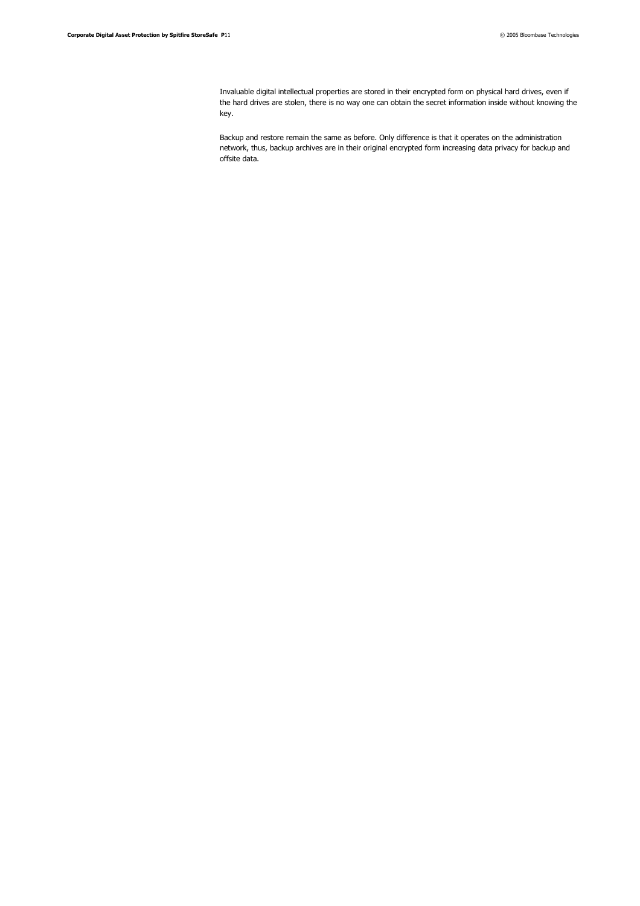Invaluable digital intellectual properties are stored in their encrypted form on physical hard drives, even if the hard drives are stolen, there is no way one can obtain the secret information inside without knowing the key.

Backup and restore remain the same as before. Only difference is that it operates on the administration network, thus, backup archives are in their original encrypted form increasing data privacy for backup and offsite data.